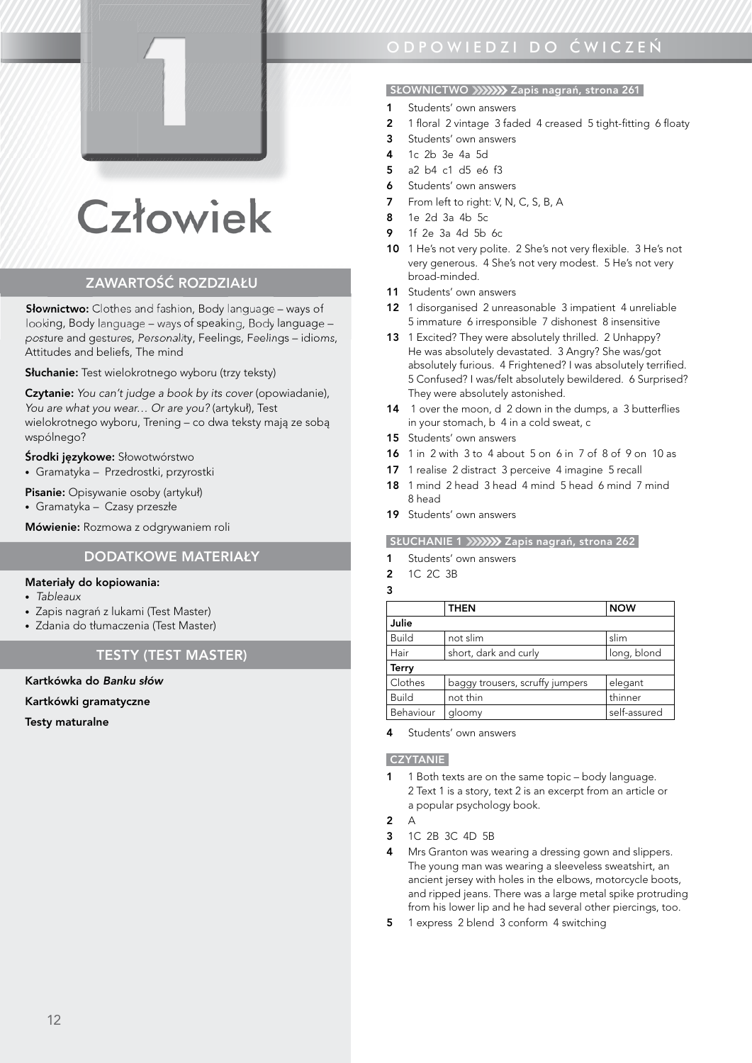# 1

# Człowiek

## ZAWARTOŚĆ ROZDZIAŁU

**Słownictwo:** Clothes and fashion, Body language – ways of looking, Body language – ways of speaking, Body language – posture and gestures, Personality, Feelings, Feelings – idioms, Attitudes and beliefs, The mind

**Słuchanie:** Test wielokrotnego wyboru (trzy teksty)

**Czytanie:** *You can't judge a book by its cover* (opowiadanie), *You are what you wear… Or are you?* (artykuł), Test wielokrotnego wyboru, Trening – co dwa teksty mają ze sobą wspólnego?

**Środki językowe:** Słowotwórstwo
- Gramatyka – Przedrostki, przyrostki

**Pisanie:** Opisywanie osoby (artykuł)
- Gramatyka – Czasy przeszłe

**Mówienie:** Rozmowa z odgrywaniem roli

## DODATKOWE MATERIAŁY

**Materiały do kopiowania:**
- *Tableaux*
- Zapis nagrań z lukami (Test Master)
- Zdania do tłumaczenia (Test Master)

## TESTY (TEST MASTER)

**Kartkówka do *Banku słów***

**Kartkówki gramatyczne**

**Testy maturalne**

## ODPOWIEDZI DO ĆWICZEŃ

### SŁOWNICTWO Zapis nagrań, strona 261

**1** Students' own answers
**2** 1 floral 2 vintage 3 faded 4 creased 5 tight-fitting 6 floaty
**3** Students' own answers
**4** 1c 2b 3e 4a 5d
**5** a2 b4 c1 d5 e6 f3
**6** Students' own answers
**7** From left to right: V, N, C, S, B, A
**8** 1e 2d 3a 4b 5c
**9** 1f 2e 3a 4d 5b 6c
**10** 1 He's not very polite. 2 She's not very flexible. 3 He's not very generous. 4 She's not very modest. 5 He's not very broad-minded.
**11** Students' own answers
**12** 1 disorganised 2 unreasonable 3 impatient 4 unreliable 5 immature 6 irresponsible 7 dishonest 8 insensitive
**13** 1 Excited? They were absolutely thrilled. 2 Unhappy? He was absolutely devastated. 3 Angry? She was/got absolutely furious. 4 Frightened? I was absolutely terrified. 5 Confused? I was/felt absolutely bewildered. 6 Surprised? They were absolutely astonished.
**14** 1 over the moon, d 2 down in the dumps, a 3 butterflies in your stomach, b 4 in a cold sweat, c
**15** Students' own answers
**16** 1 in 2 with 3 to 4 about 5 on 6 in 7 of 8 of 9 on 10 as
**17** 1 realise 2 distract 3 perceive 4 imagine 5 recall
**18** 1 mind 2 head 3 head 4 mind 5 head 6 mind 7 mind 8 head
**19** Students' own answers

### SŁUCHANIE 1 Zapis nagrań, strona 262

**1** Students' own answers
**2** 1C 2C 3B
**3**

| | THEN | NOW |
|---|---|---|
| **Julie** | | |
| Build | not slim | slim |
| Hair | short, dark and curly | long, blond |
| **Terry** | | |
| Clothes | baggy trousers, scruffy jumpers | elegant |
| Build | not thin | thinner |
| Behaviour | gloomy | self-assured |

**4** Students' own answers

### CZYTANIE

**1** 1 Both texts are on the same topic – body language. 2 Text 1 is a story, text 2 is an excerpt from an article or a popular psychology book.
**2** A
**3** 1C 2B 3C 4D 5B
**4** Mrs Granton was wearing a dressing gown and slippers. The young man was wearing a sleeveless sweatshirt, an ancient jersey with holes in the elbows, motorcycle boots, and ripped jeans. There was a large metal spike protruding from his lower lip and he had several other piercings, too.
**5** 1 express 2 blend 3 conform 4 switching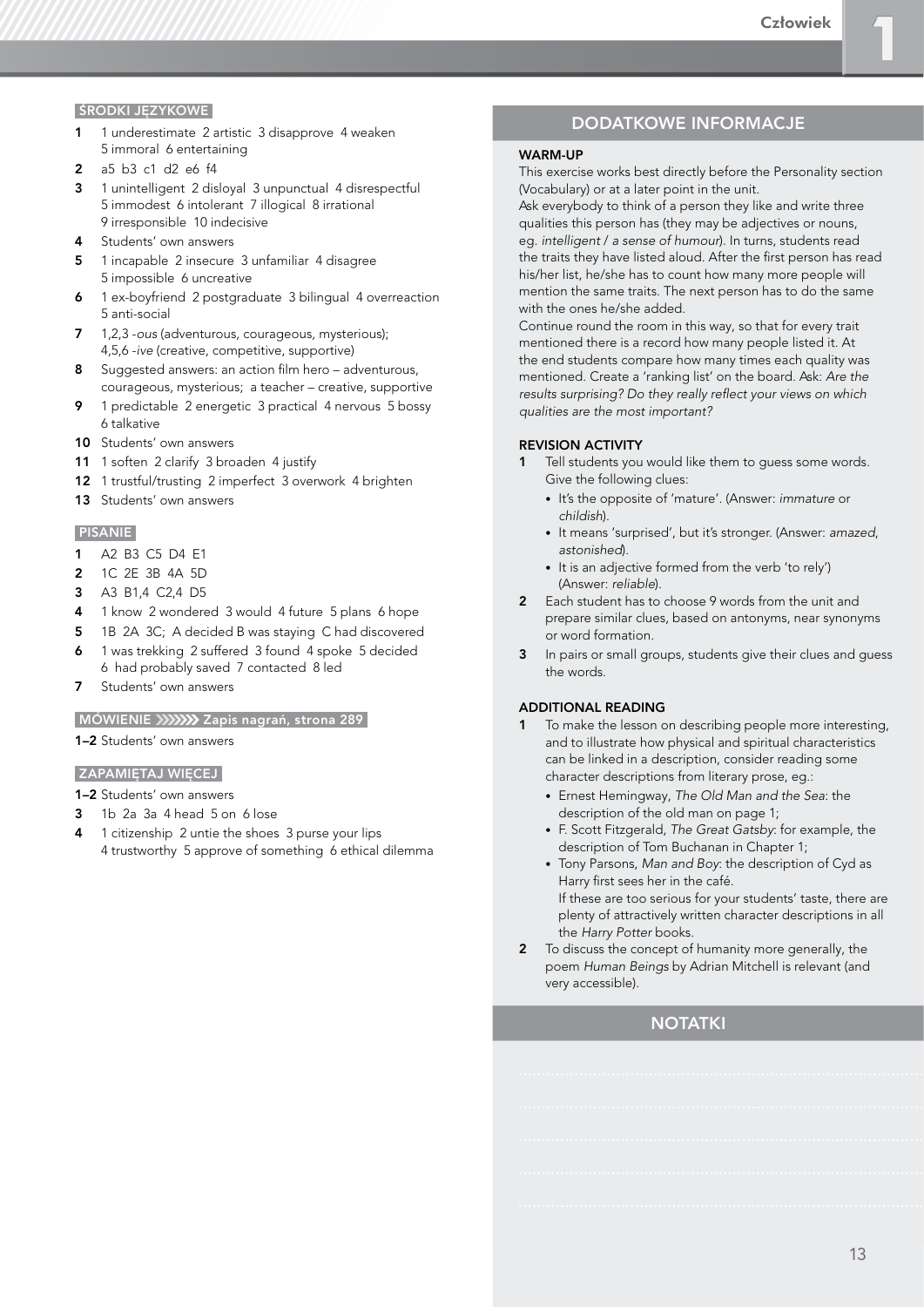## ŚRODKI JĘZYKOWE

1. 1 underestimate 2 artistic 3 disapprove 4 weaken 5 immoral 6 entertaining
2. a5 b3 c1 d2 e6 f4
3. 1 unintelligent 2 disloyal 3 unpunctual 4 disrespectful 5 immodest 6 intolerant 7 illogical 8 irrational 9 irresponsible 10 indecisive
4. Students' own answers
5. 1 incapable 2 insecure 3 unfamiliar 4 disagree 5 impossible 6 uncreative
6. 1 ex-boyfriend 2 postgraduate 3 bilingual 4 overreaction 5 anti-social
7. 1,2,3 *-ous* (adventurous, courageous, mysterious); 4,5,6 *-ive* (creative, competitive, supportive)
8. Suggested answers: an action film hero – adventurous, courageous, mysterious; a teacher – creative, supportive
9. 1 predictable 2 energetic 3 practical 4 nervous 5 bossy 6 talkative
10. Students' own answers
11. 1 soften 2 clarify 3 broaden 4 justify
12. 1 trustful/trusting 2 imperfect 3 overwork 4 brighten
13. Students' own answers

## PISANIE

1. A2 B3 C5 D4 E1
2. 1C 2E 3B 4A 5D
3. A3 B1,4 C2,4 D5
4. 1 know 2 wondered 3 would 4 future 5 plans 6 hope
5. 1B 2A 3C; A decided B was staying C had discovered
6. 1 was trekking 2 suffered 3 found 4 spoke 5 decided 6 had probably saved 7 contacted 8 led
7. Students' own answers

## MÓWIENIE >>>>>> Zapis nagrań, strona 289

**1–2** Students' own answers

## ZAPAMIĘTAJ WIĘCEJ

**1–2** Students' own answers

3. 1b 2a 3a 4 head 5 on 6 lose
4. 1 citizenship 2 untie the shoes 3 purse your lips 4 trustworthy 5 approve of something 6 ethical dilemma

## DODATKOWE INFORMACJE

### WARM-UP

This exercise works best directly before the Personality section (Vocabulary) or at a later point in the unit.

Ask everybody to think of a person they like and write three qualities this person has (they may be adjectives or nouns, eg. *intelligent / a sense of humour*). In turns, students read the traits they have listed aloud. After the first person has read his/her list, he/she has to count how many more people will mention the same traits. The next person has to do the same with the ones he/she added.

Continue round the room in this way, so that for every trait mentioned there is a record how many people listed it. At the end students compare how many times each quality was mentioned. Create a 'ranking list' on the board. Ask: *Are the results surprising? Do they really reflect your views on which qualities are the most important?*

### REVISION ACTIVITY

1. Tell students you would like them to guess some words. Give the following clues:
   - It's the opposite of 'mature'. (Answer: *immature* or *childish*).
   - It means 'surprised', but it's stronger. (Answer: *amazed*, *astonished*).
   - It is an adjective formed from the verb 'to rely') (Answer: *reliable*).
2. Each student has to choose 9 words from the unit and prepare similar clues, based on antonyms, near synonyms or word formation.
3. In pairs or small groups, students give their clues and guess the words.

### ADDITIONAL READING

1. To make the lesson on describing people more interesting, and to illustrate how physical and spiritual characteristics can be linked in a description, consider reading some character descriptions from literary prose, eg.:
   - Ernest Hemingway, *The Old Man and the Sea*: the description of the old man on page 1;
   - F. Scott Fitzgerald, *The Great Gatsby*: for example, the description of Tom Buchanan in Chapter 1;
   - Tony Parsons, *Man and Boy*: the description of Cyd as Harry first sees her in the café.
   
   If these are too serious for your students' taste, there are plenty of attractively written character descriptions in all the *Harry Potter* books.
2. To discuss the concept of humanity more generally, the poem *Human Beings* by Adrian Mitchell is relevant (and very accessible).

## NOTATKI